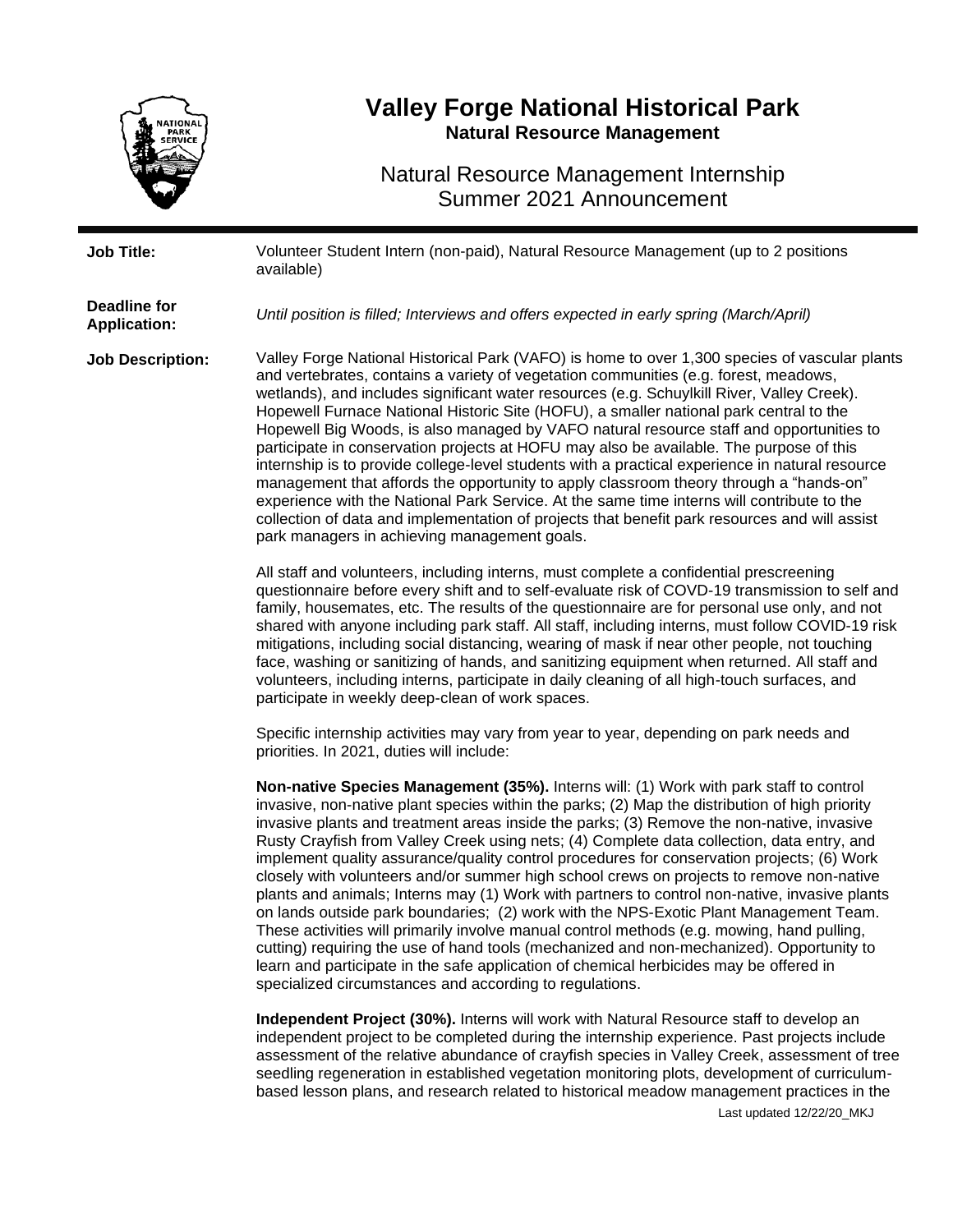# Valley Forge National Historical Park

**Natural Resource Management**

## Natural Resource Management Internship
## Summer 2021 Announcement

**Job Title:** Volunteer Student Intern (non-paid), Natural Resource Management (up to 2 positions available)

**Deadline for Application:** *Until position is filled; Interviews and offers expected in early spring (March/April)*

**Job Description:** Valley Forge National Historical Park (VAFO) is home to over 1,300 species of vascular plants and vertebrates, contains a variety of vegetation communities (e.g. forest, meadows, wetlands), and includes significant water resources (e.g. Schuylkill River, Valley Creek). Hopewell Furnace National Historic Site (HOFU), a smaller national park central to the Hopewell Big Woods, is also managed by VAFO natural resource staff and opportunities to participate in conservation projects at HOFU may also be available. The purpose of this internship is to provide college-level students with a practical experience in natural resource management that affords the opportunity to apply classroom theory through a "hands-on" experience with the National Park Service. At the same time interns will contribute to the collection of data and implementation of projects that benefit park resources and will assist park managers in achieving management goals.

All staff and volunteers, including interns, must complete a confidential prescreening questionnaire before every shift and to self-evaluate risk of COVID-19 transmission to self and family, housemates, etc. The results of the questionnaire are for personal use only, and not shared with anyone including park staff. All staff, including interns, must follow COVID-19 risk mitigations, including social distancing, wearing of mask if near other people, not touching face, washing or sanitizing of hands, and sanitizing equipment when returned. All staff and volunteers, including interns, participate in daily cleaning of all high-touch surfaces, and participate in weekly deep-clean of work spaces.

Specific internship activities may vary from year to year, depending on park needs and priorities. In 2021, duties will include:

**Non-native Species Management (35%).** Interns will: (1) Work with park staff to control invasive, non-native plant species within the parks; (2) Map the distribution of high priority invasive plants and treatment areas inside the parks; (3) Remove the non-native, invasive Rusty Crayfish from Valley Creek using nets; (4) Complete data collection, data entry, and implement quality assurance/quality control procedures for conservation projects; (6) Work closely with volunteers and/or summer high school crews on projects to remove non-native plants and animals; Interns may (1) Work with partners to control non-native, invasive plants on lands outside park boundaries; (2) work with the NPS-Exotic Plant Management Team. These activities will primarily involve manual control methods (e.g. mowing, hand pulling, cutting) requiring the use of hand tools (mechanized and non-mechanized). Opportunity to learn and participate in the safe application of chemical herbicides may be offered in specialized circumstances and according to regulations.

**Independent Project (30%).** Interns will work with Natural Resource staff to develop an independent project to be completed during the internship experience. Past projects include assessment of the relative abundance of crayfish species in Valley Creek, assessment of tree seedling regeneration in established vegetation monitoring plots, development of curriculum-based lesson plans, and research related to historical meadow management practices in the

Last updated 12/22/20_MKJ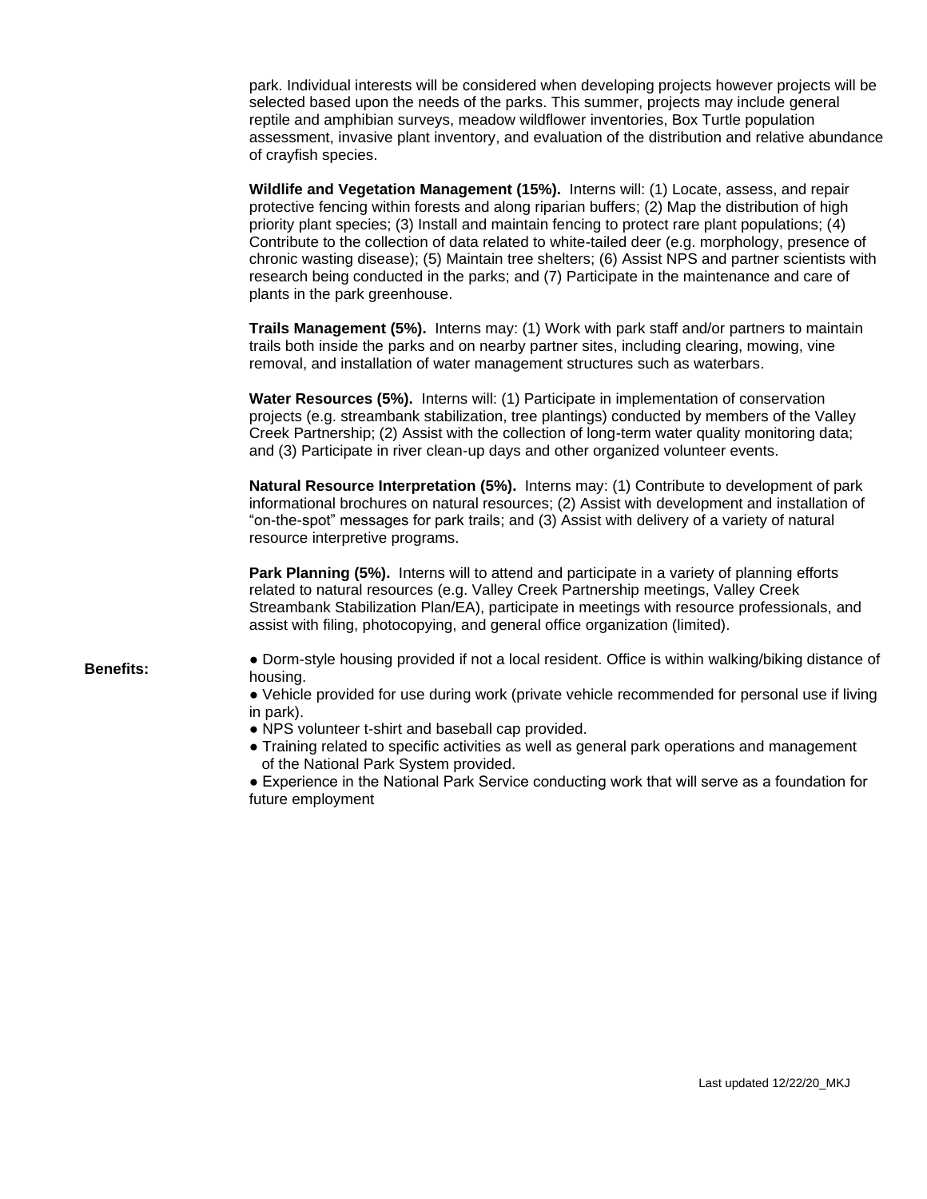park. Individual interests will be considered when developing projects however projects will be selected based upon the needs of the parks. This summer, projects may include general reptile and amphibian surveys, meadow wildflower inventories, Box Turtle population assessment, invasive plant inventory, and evaluation of the distribution and relative abundance of crayfish species.

**Wildlife and Vegetation Management (15%).** Interns will: (1) Locate, assess, and repair protective fencing within forests and along riparian buffers; (2) Map the distribution of high priority plant species; (3) Install and maintain fencing to protect rare plant populations; (4) Contribute to the collection of data related to white-tailed deer (e.g. morphology, presence of chronic wasting disease); (5) Maintain tree shelters; (6) Assist NPS and partner scientists with research being conducted in the parks; and (7) Participate in the maintenance and care of plants in the park greenhouse.

**Trails Management (5%).** Interns may: (1) Work with park staff and/or partners to maintain trails both inside the parks and on nearby partner sites, including clearing, mowing, vine removal, and installation of water management structures such as waterbars.

**Water Resources (5%).** Interns will: (1) Participate in implementation of conservation projects (e.g. streambank stabilization, tree plantings) conducted by members of the Valley Creek Partnership; (2) Assist with the collection of long-term water quality monitoring data; and (3) Participate in river clean-up days and other organized volunteer events.

**Natural Resource Interpretation (5%).** Interns may: (1) Contribute to development of park informational brochures on natural resources; (2) Assist with development and installation of "on-the-spot" messages for park trails; and (3) Assist with delivery of a variety of natural resource interpretive programs.

**Park Planning (5%).** Interns will to attend and participate in a variety of planning efforts related to natural resources (e.g. Valley Creek Partnership meetings, Valley Creek Streambank Stabilization Plan/EA), participate in meetings with resource professionals, and assist with filing, photocopying, and general office organization (limited).

**Benefits:**

- Dorm-style housing provided if not a local resident. Office is within walking/biking distance of housing.
- Vehicle provided for use during work (private vehicle recommended for personal use if living in park).
- NPS volunteer t-shirt and baseball cap provided.
- Training related to specific activities as well as general park operations and management of the National Park System provided.
- Experience in the National Park Service conducting work that will serve as a foundation for future employment

Last updated 12/22/20_MKJ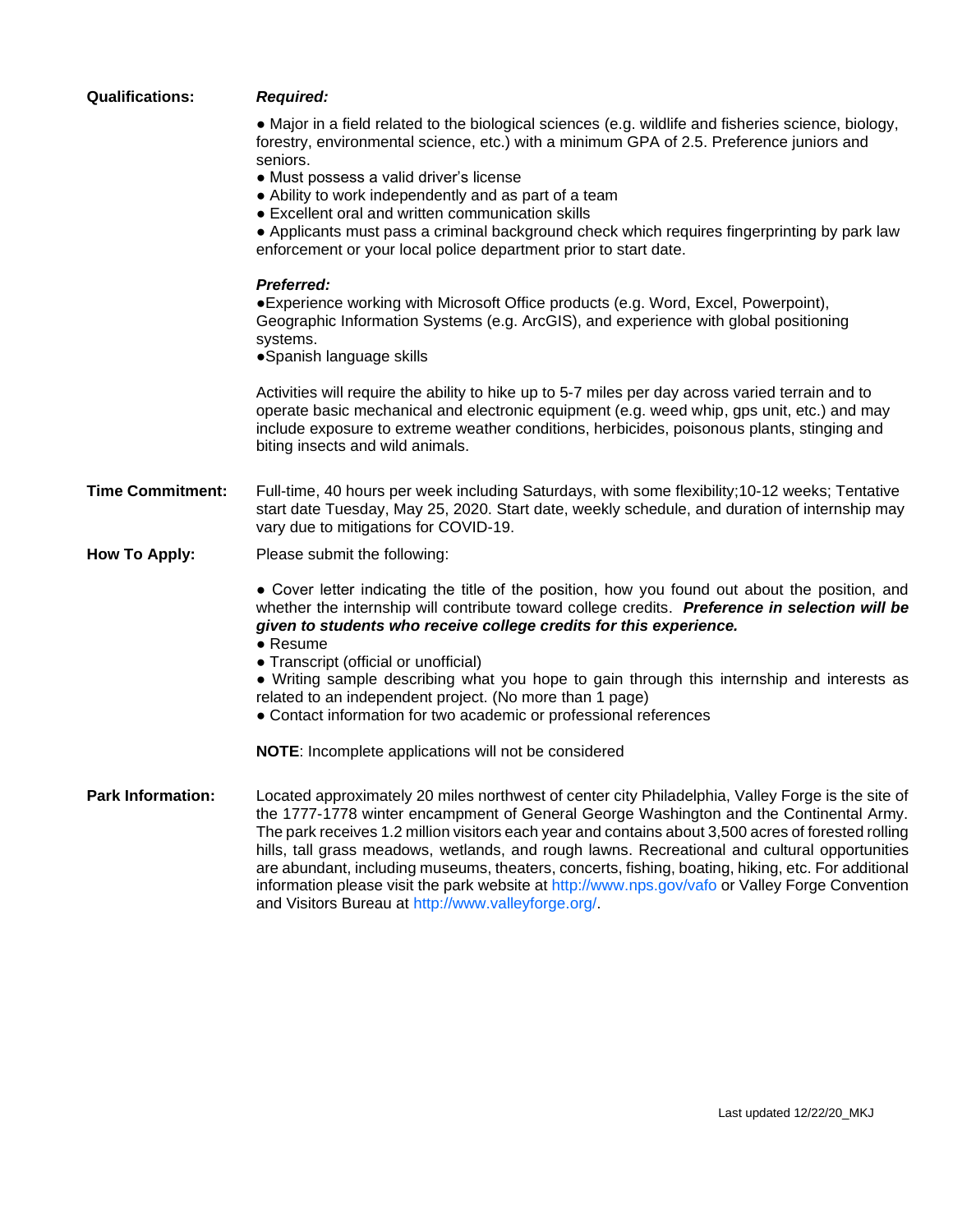**Qualifications:**

***Required:***

- Major in a field related to the biological sciences (e.g. wildlife and fisheries science, biology, forestry, environmental science, etc.) with a minimum GPA of 2.5. Preference juniors and seniors.
- Must possess a valid driver's license
- Ability to work independently and as part of a team
- Excellent oral and written communication skills
- Applicants must pass a criminal background check which requires fingerprinting by park law enforcement or your local police department prior to start date.

***Preferred:***

- Experience working with Microsoft Office products (e.g. Word, Excel, Powerpoint), Geographic Information Systems (e.g. ArcGIS), and experience with global positioning systems.
- Spanish language skills

Activities will require the ability to hike up to 5-7 miles per day across varied terrain and to operate basic mechanical and electronic equipment (e.g. weed whip, gps unit, etc.) and may include exposure to extreme weather conditions, herbicides, poisonous plants, stinging and biting insects and wild animals.

**Time Commitment:** Full-time, 40 hours per week including Saturdays, with some flexibility;10-12 weeks; Tentative start date Tuesday, May 25, 2020. Start date, weekly schedule, and duration of internship may vary due to mitigations for COVID-19.

**How To Apply:** Please submit the following:

- Cover letter indicating the title of the position, how you found out about the position, and whether the internship will contribute toward college credits. ***Preference in selection will be given to students who receive college credits for this experience.***
- Resume
- Transcript (official or unofficial)
- Writing sample describing what you hope to gain through this internship and interests as related to an independent project. (No more than 1 page)
- Contact information for two academic or professional references

**NOTE**: Incomplete applications will not be considered

**Park Information:** Located approximately 20 miles northwest of center city Philadelphia, Valley Forge is the site of the 1777-1778 winter encampment of General George Washington and the Continental Army. The park receives 1.2 million visitors each year and contains about 3,500 acres of forested rolling hills, tall grass meadows, wetlands, and rough lawns. Recreational and cultural opportunities are abundant, including museums, theaters, concerts, fishing, boating, hiking, etc. For additional information please visit the park website at http://www.nps.gov/vafo or Valley Forge Convention and Visitors Bureau at http://www.valleyforge.org/.

Last updated 12/22/20_MKJ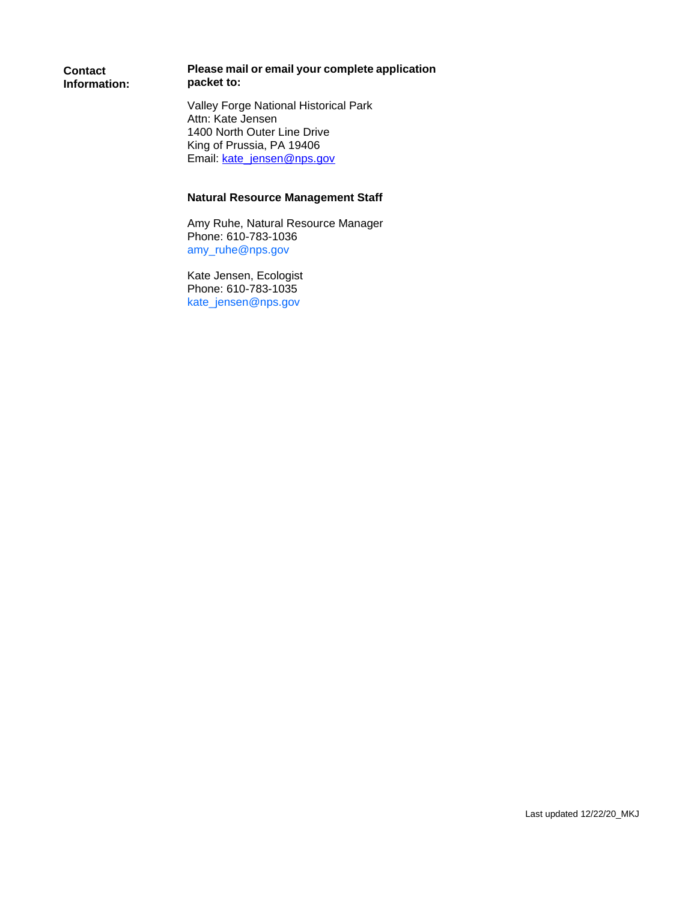**Contact Information:**

**Please mail or email your complete application packet to:**

Valley Forge National Historical Park
Attn: Kate Jensen
1400 North Outer Line Drive
King of Prussia, PA 19406
Email: kate_jensen@nps.gov

**Natural Resource Management Staff**

Amy Ruhe, Natural Resource Manager
Phone: 610-783-1036
amy_ruhe@nps.gov

Kate Jensen, Ecologist
Phone: 610-783-1035
kate_jensen@nps.gov

Last updated 12/22/20_MKJ